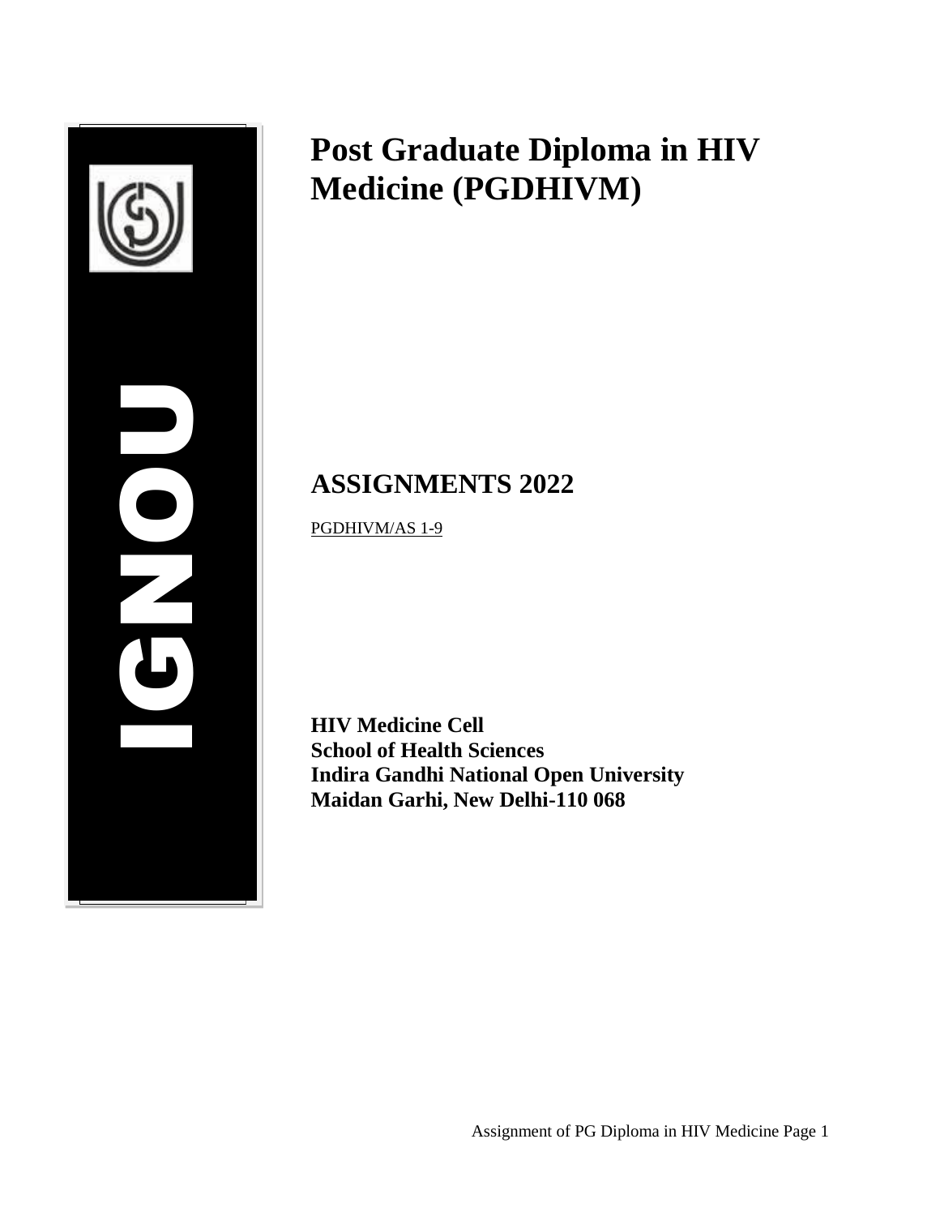IGNOU

# Post Graduate Diploma in HIV Medicine (PGDHIVM)

## ASSIGNMENTS 2022

PGDHIVM/AS 1-9

**HIV Medicine Cell**
**School of Health Sciences**
**Indira Gandhi National Open University**
**Maidan Garhi, New Delhi-110 068**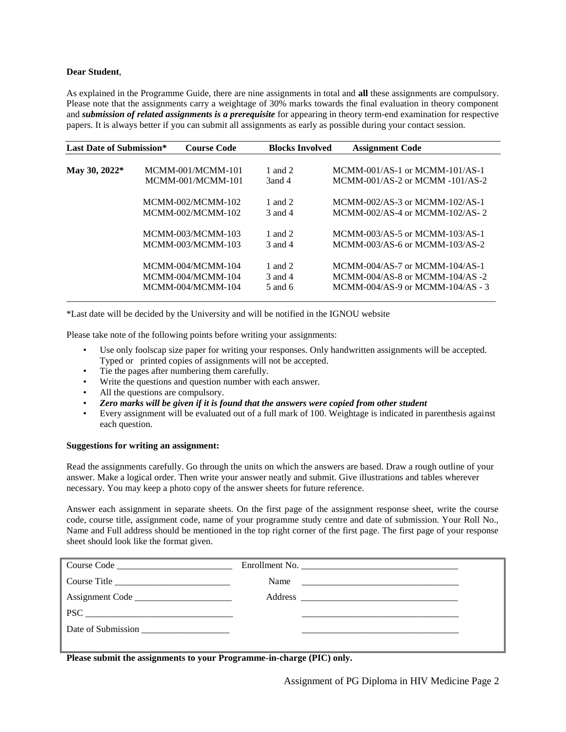**Dear Student**,

As explained in the Programme Guide, there are nine assignments in total and **all** these assignments are compulsory. Please note that the assignments carry a weightage of 30% marks towards the final evaluation in theory component and ***submission of related assignments is a prerequisite*** for appearing in theory term-end examination for respective papers. It is always better if you can submit all assignments as early as possible during your contact session.

| Last Date of Submission* | Course Code | Blocks Involved | Assignment Code |
|---|---|---|---|
| **May 30, 2022*** | MCMM-001/MCMM-101 | 1 and 2 | MCMM-001/AS-1 or MCMM-101/AS-1 |
| | MCMM-001/MCMM-101 | 3and 4 | MCMM-001/AS-2 or MCMM -101/AS-2 |
| | MCMM-002/MCMM-102 | 1 and 2 | MCMM-002/AS-3 or MCMM-102/AS-1 |
| | MCMM-002/MCMM-102 | 3 and 4 | MCMM-002/AS-4 or MCMM-102/AS- 2 |
| | MCMM-003/MCMM-103 | 1 and 2 | MCMM-003/AS-5 or MCMM-103/AS-1 |
| | MCMM-003/MCMM-103 | 3 and 4 | MCMM-003/AS-6 or MCMM-103/AS-2 |
| | MCMM-004/MCMM-104 | 1 and 2 | MCMM-004/AS-7 or MCMM-104/AS-1 |
| | MCMM-004/MCMM-104 | 3 and 4 | MCMM-004/AS-8 or MCMM-104/AS -2 |
| | MCMM-004/MCMM-104 | 5 and 6 | MCMM-004/AS-9 or MCMM-104/AS - 3 |

*Last date will be decided by the University and will be notified in the IGNOU website

Please take note of the following points before writing your assignments:

- Use only foolscap size paper for writing your responses. Only handwritten assignments will be accepted. Typed or printed copies of assignments will not be accepted.
- Tie the pages after numbering them carefully.
- Write the questions and question number with each answer.
- All the questions are compulsory.
- ***Zero marks will be given if it is found that the answers were copied from other student***
- Every assignment will be evaluated out of a full mark of 100. Weightage is indicated in parenthesis against each question.

**Suggestions for writing an assignment:**

Read the assignments carefully. Go through the units on which the answers are based. Draw a rough outline of your answer. Make a logical order. Then write your answer neatly and submit. Give illustrations and tables wherever necessary. You may keep a photo copy of the answer sheets for future reference.

Answer each assignment in separate sheets. On the first page of the assignment response sheet, write the course code, course title, assignment code, name of your programme study centre and date of submission. Your Roll No., Name and Full address should be mentioned in the top right corner of the first page. The first page of your response sheet should look like the format given.

| | |
|---|---|
| Course Code ________________________ | Enrollment No. ________________________________ |
| Course Title ________________________ | Name ________________________________ |
| Assignment Code ____________________ | Address ________________________________ |
| PSC ______________________________ | ________________________________ |
| Date of Submission __________________ | ________________________________ |

**Please submit the assignments to your Programme-in-charge (PIC) only.**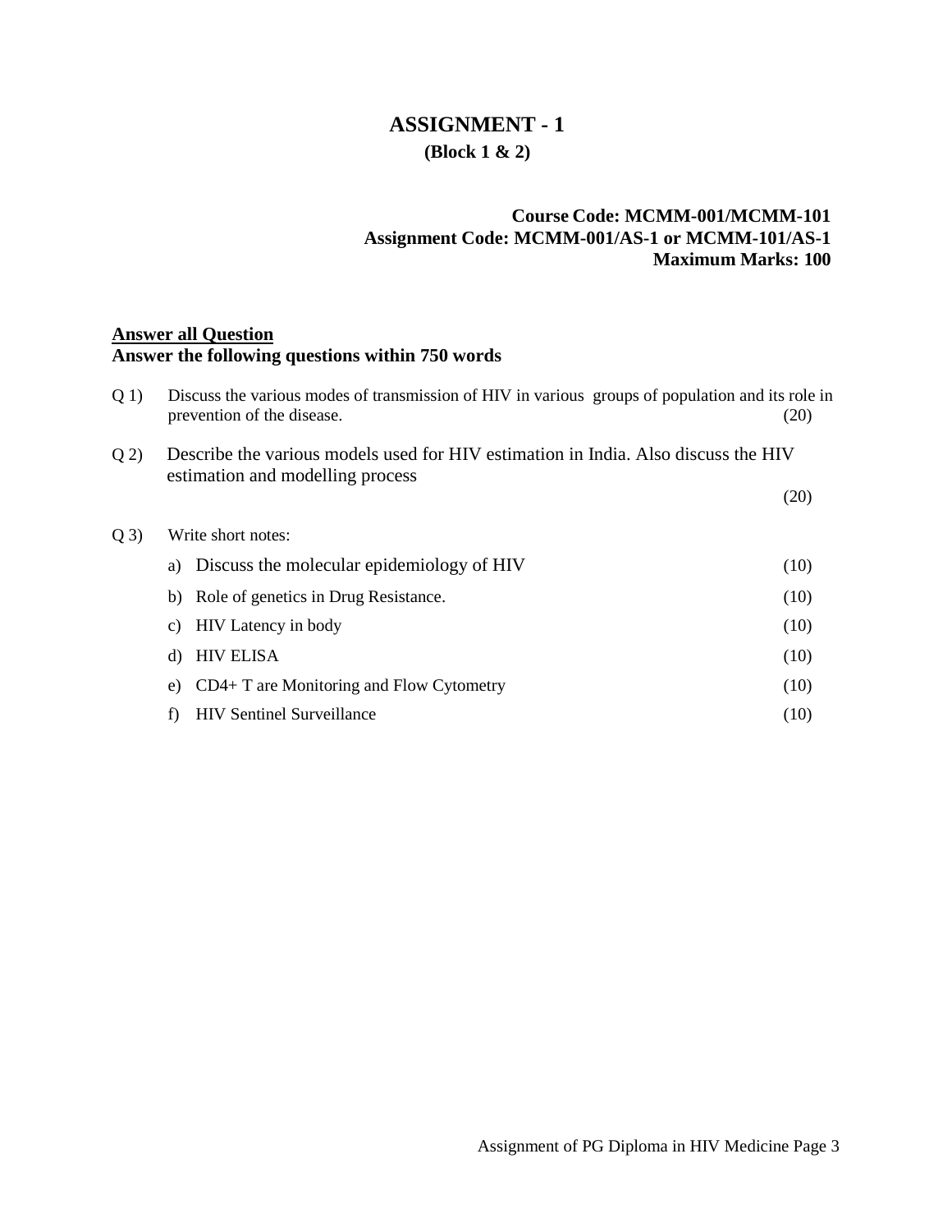# ASSIGNMENT - 1

**(Block 1 & 2)**

**Course Code: MCMM-001/MCMM-101**
**Assignment Code: MCMM-001/AS-1 or MCMM-101/AS-1**
**Maximum Marks: 100**

**Answer all Question**
**Answer the following questions within 750 words**

Q 1) Discuss the various modes of transmission of HIV in various groups of population and its role in prevention of the disease. (20)

Q 2) Describe the various models used for HIV estimation in India. Also discuss the HIV estimation and modelling process (20)

Q 3) Write short notes:

a) Discuss the molecular epidemiology of HIV (10)

b) Role of genetics in Drug Resistance. (10)

c) HIV Latency in body (10)

d) HIV ELISA (10)

e) CD4+ T are Monitoring and Flow Cytometry (10)

f) HIV Sentinel Surveillance (10)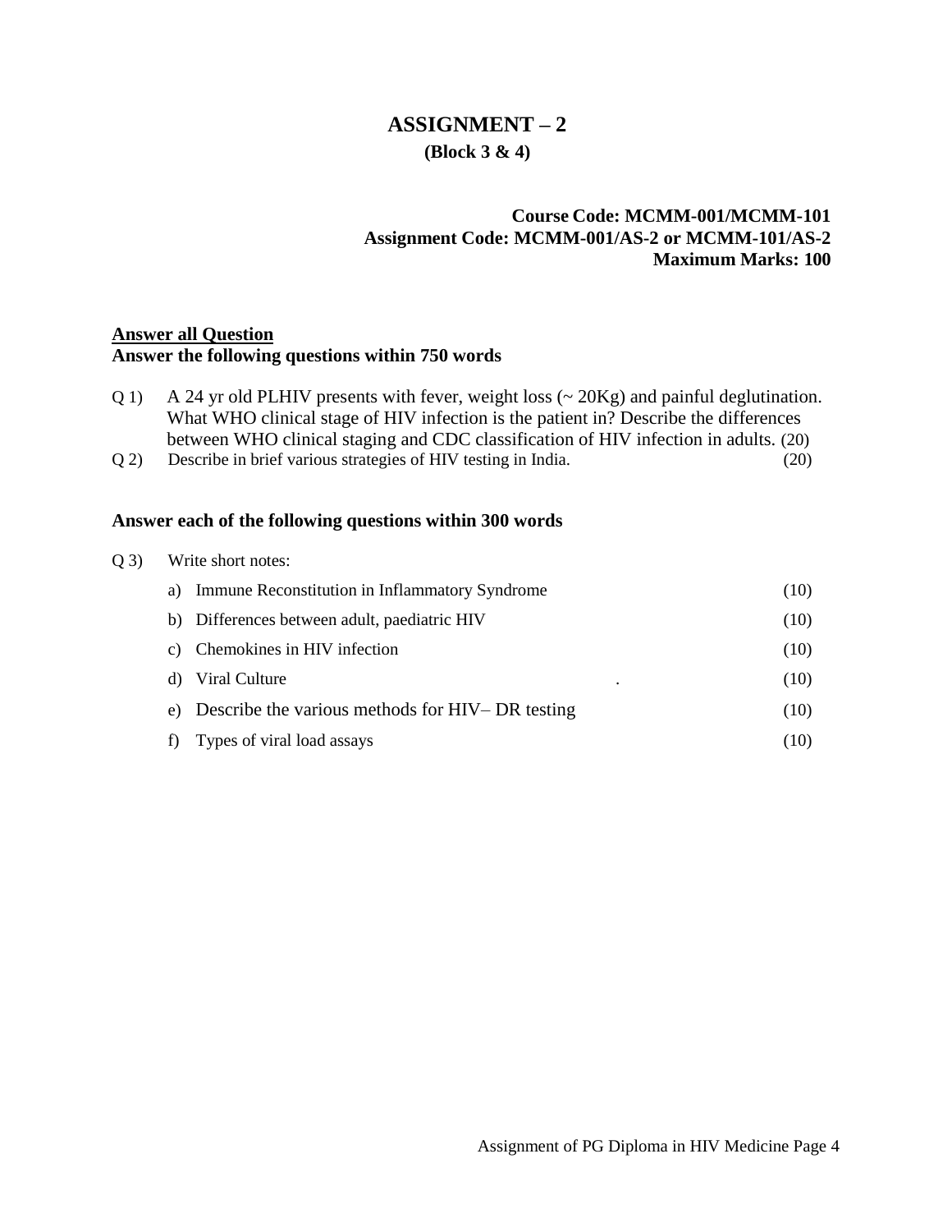# ASSIGNMENT – 2

**(Block 3 & 4)**

**Course Code: MCMM-001/MCMM-101**
**Assignment Code: MCMM-001/AS-2 or MCMM-101/AS-2**
**Maximum Marks: 100**

**<u>Answer all Question</u>**
**Answer the following questions within 750 words**

Q 1) A 24 yr old PLHIV presents with fever, weight loss (~ 20Kg) and painful deglutination. What WHO clinical stage of HIV infection is the patient in? Describe the differences between WHO clinical staging and CDC classification of HIV infection in adults. (20)

Q 2) Describe in brief various strategies of HIV testing in India. (20)

**Answer each of the following questions within 300 words**

Q 3) Write short notes:

a) Immune Reconstitution in Inflammatory Syndrome (10)

b) Differences between adult, paediatric HIV (10)

c) Chemokines in HIV infection (10)

d) Viral Culture . (10)

e) Describe the various methods for HIV– DR testing (10)

f) Types of viral load assays (10)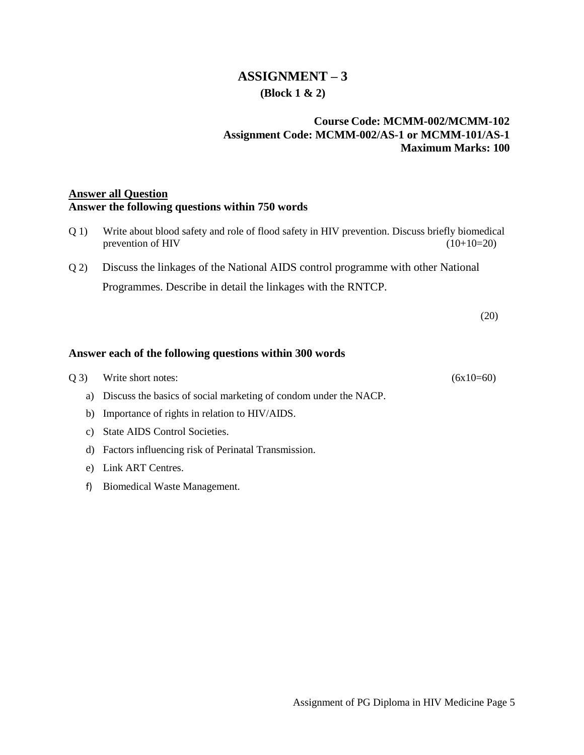# ASSIGNMENT – 3

**(Block 1 & 2)**

**Course Code: MCMM-002/MCMM-102**
**Assignment Code: MCMM-002/AS-1 or MCMM-101/AS-1**
**Maximum Marks: 100**

**<u>Answer all Question</u>**
**Answer the following questions within 750 words**

Q 1) Write about blood safety and role of flood safety in HIV prevention. Discuss briefly biomedical prevention of HIV (10+10=20)

Q 2) Discuss the linkages of the National AIDS control programme with other National Programmes. Describe in detail the linkages with the RNTCP.

(20)

**Answer each of the following questions within 300 words**

Q 3) Write short notes: (6x10=60)

a) Discuss the basics of social marketing of condom under the NACP.

b) Importance of rights in relation to HIV/AIDS.

c) State AIDS Control Societies.

d) Factors influencing risk of Perinatal Transmission.

e) Link ART Centres.

f) Biomedical Waste Management.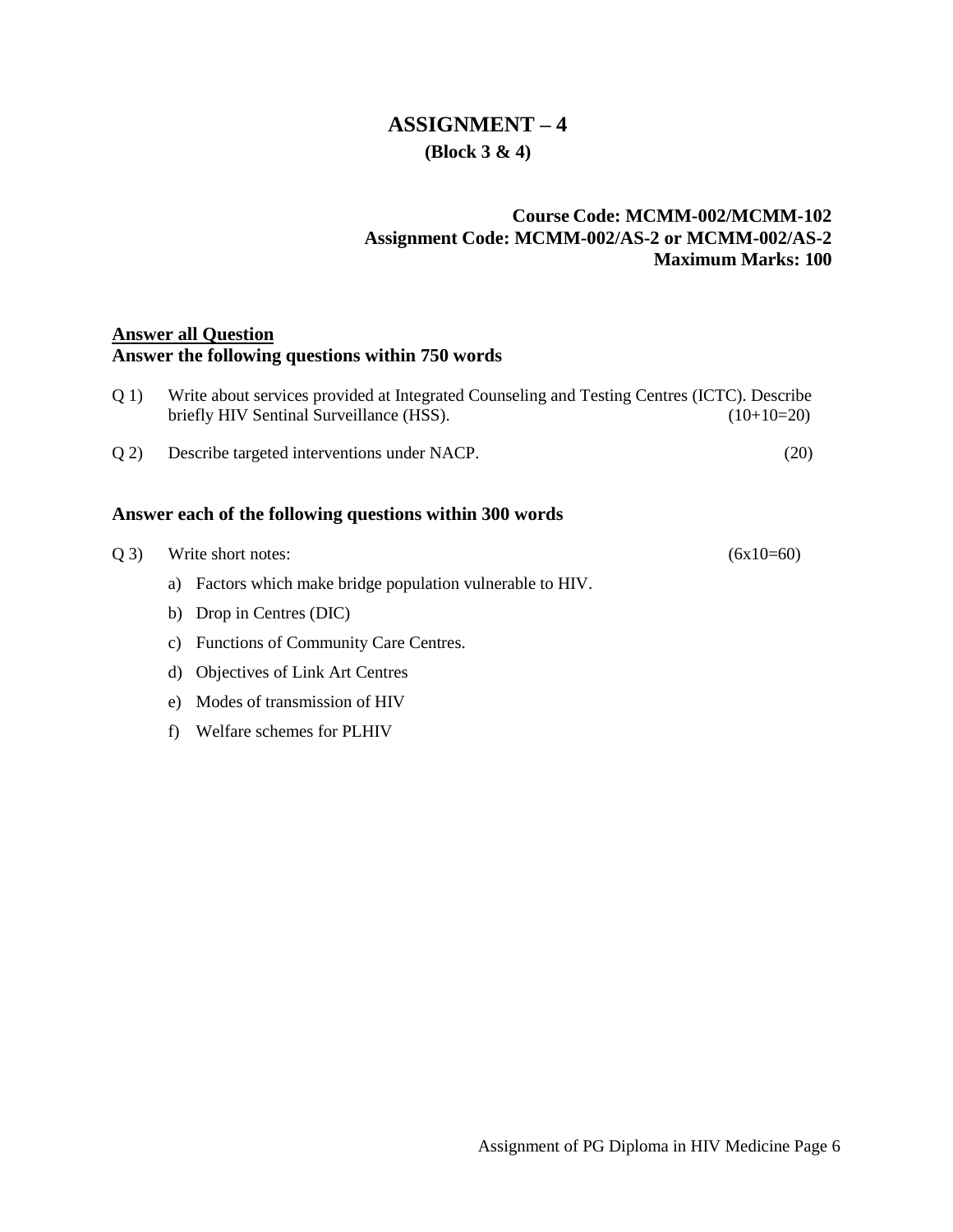# ASSIGNMENT – 4

## (Block 3 & 4)

**Course Code: MCMM-002/MCMM-102**
**Assignment Code: MCMM-002/AS-2 or MCMM-002/AS-2**
**Maximum Marks: 100**

**Answer all Question**
**Answer the following questions within 750 words**

Q 1) Write about services provided at Integrated Counseling and Testing Centres (ICTC). Describe briefly HIV Sentinal Surveillance (HSS). (10+10=20)

Q 2) Describe targeted interventions under NACP. (20)

**Answer each of the following questions within 300 words**

Q 3) Write short notes: (6x10=60)

a) Factors which make bridge population vulnerable to HIV.

b) Drop in Centres (DIC)

c) Functions of Community Care Centres.

d) Objectives of Link Art Centres

e) Modes of transmission of HIV

f) Welfare schemes for PLHIV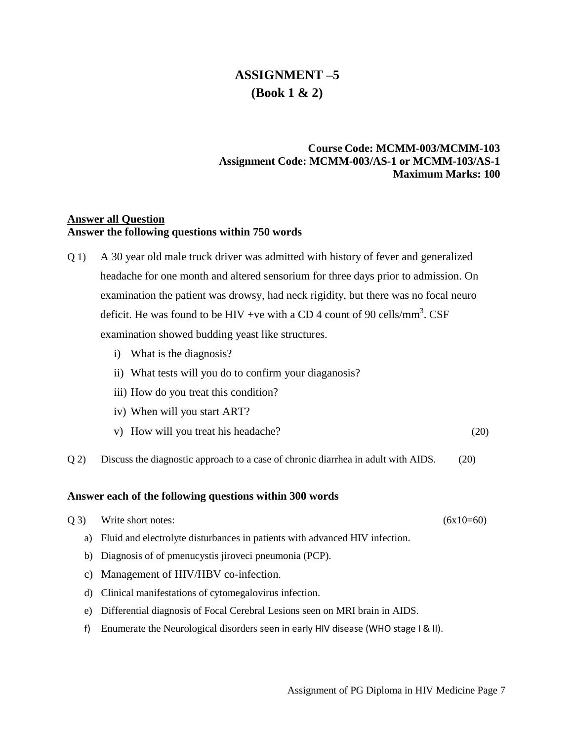# ASSIGNMENT –5
## (Book 1 & 2)

**Course Code: MCMM-003/MCMM-103**
**Assignment Code: MCMM-003/AS-1 or MCMM-103/AS-1**
**Maximum Marks: 100**

**Answer all Question**
**Answer the following questions within 750 words**

Q 1) A 30 year old male truck driver was admitted with history of fever and generalized headache for one month and altered sensorium for three days prior to admission. On examination the patient was drowsy, had neck rigidity, but there was no focal neuro deficit. He was found to be HIV +ve with a CD 4 count of 90 cells/$mm^3$. CSF examination showed budding yeast like structures.

i) What is the diagnosis?
ii) What tests will you do to confirm your diaganosis?
iii) How do you treat this condition?
iv) When will you start ART?
v) How will you treat his headache? (20)

Q 2) Discuss the diagnostic approach to a case of chronic diarrhea in adult with AIDS. (20)

**Answer each of the following questions within 300 words**

Q 3) Write short notes: (6x10=60)

a) Fluid and electrolyte disturbances in patients with advanced HIV infection.
b) Diagnosis of of pmenucystis jiroveci pneumonia (PCP).
c) Management of HIV/HBV co-infection.
d) Clinical manifestations of cytomegalovirus infection.
e) Differential diagnosis of Focal Cerebral Lesions seen on MRI brain in AIDS.
f) Enumerate the Neurological disorders seen in early HIV disease (WHO stage I & II).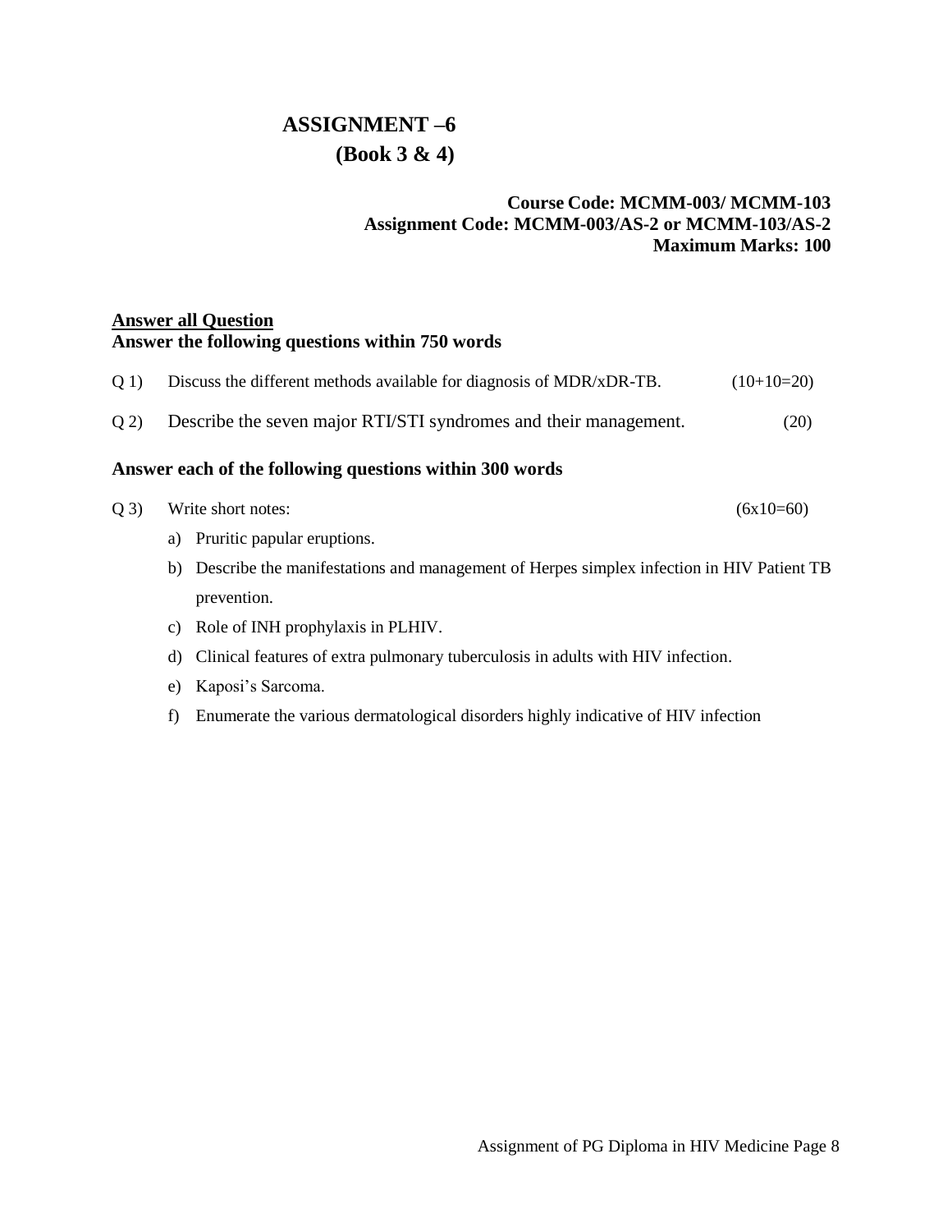# ASSIGNMENT –6

## (Book 3 & 4)

**Course Code: MCMM-003/ MCMM-103**
**Assignment Code: MCMM-003/AS-2 or MCMM-103/AS-2**
**Maximum Marks: 100**

**Answer all Question**
**Answer the following questions within 750 words**

Q 1) Discuss the different methods available for diagnosis of MDR/xDR-TB. (10+10=20)

Q 2) Describe the seven major RTI/STI syndromes and their management. (20)

**Answer each of the following questions within 300 words**

Q 3) Write short notes: (6x10=60)

a) Pruritic papular eruptions.

b) Describe the manifestations and management of Herpes simplex infection in HIV Patient TB prevention.

c) Role of INH prophylaxis in PLHIV.

d) Clinical features of extra pulmonary tuberculosis in adults with HIV infection.

e) Kaposi's Sarcoma.

f) Enumerate the various dermatological disorders highly indicative of HIV infection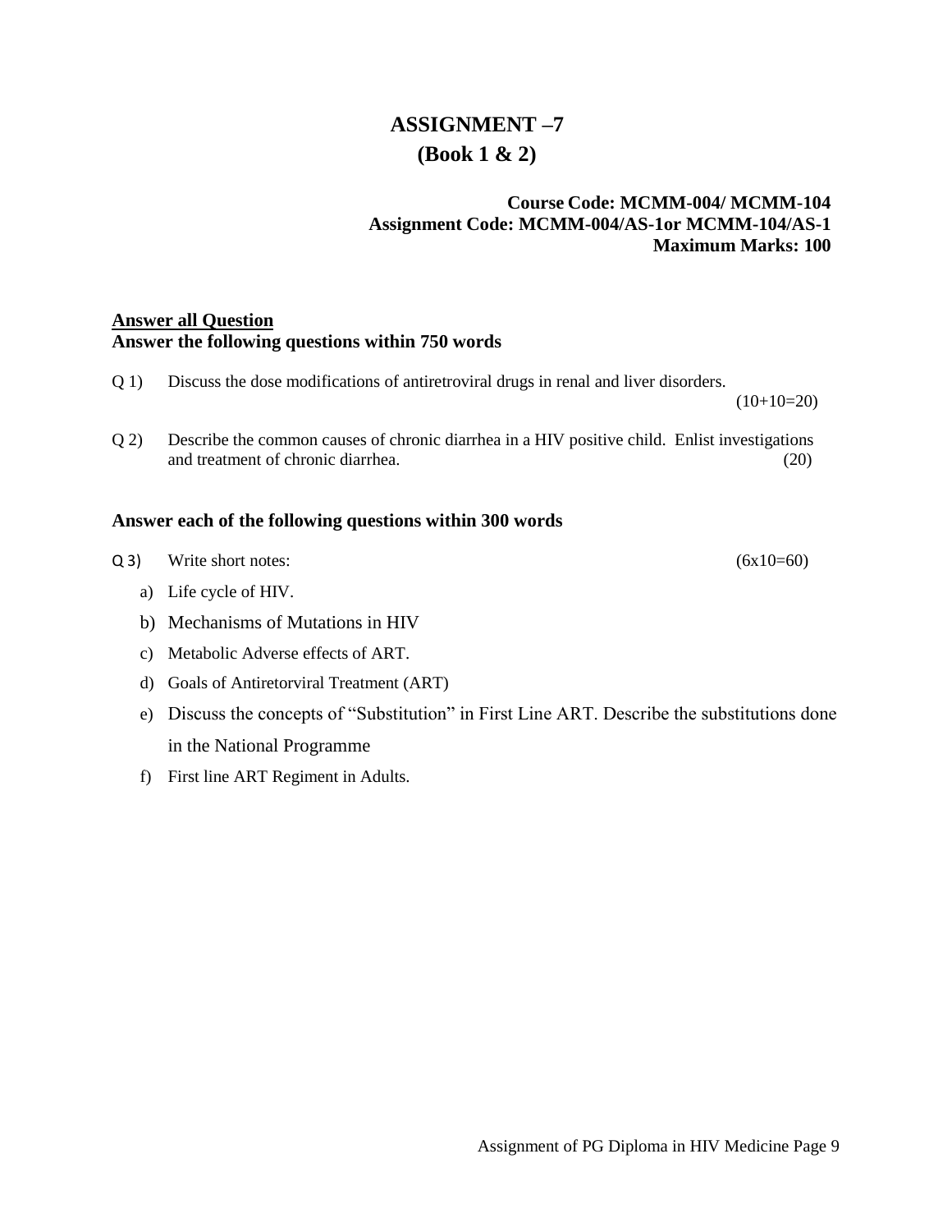# ASSIGNMENT –7

## (Book 1 & 2)

**Course Code: MCMM-004/ MCMM-104**
**Assignment Code: MCMM-004/AS-1or MCMM-104/AS-1**
**Maximum Marks: 100**

**Answer all Question**
**Answer the following questions within 750 words**

Q 1) Discuss the dose modifications of antiretroviral drugs in renal and liver disorders. (10+10=20)

Q 2) Describe the common causes of chronic diarrhea in a HIV positive child. Enlist investigations and treatment of chronic diarrhea. (20)

**Answer each of the following questions within 300 words**

Q 3) Write short notes: (6x10=60)

a) Life cycle of HIV.

b) Mechanisms of Mutations in HIV

c) Metabolic Adverse effects of ART.

d) Goals of Antiretorviral Treatment (ART)

e) Discuss the concepts of "Substitution" in First Line ART. Describe the substitutions done in the National Programme

f) First line ART Regiment in Adults.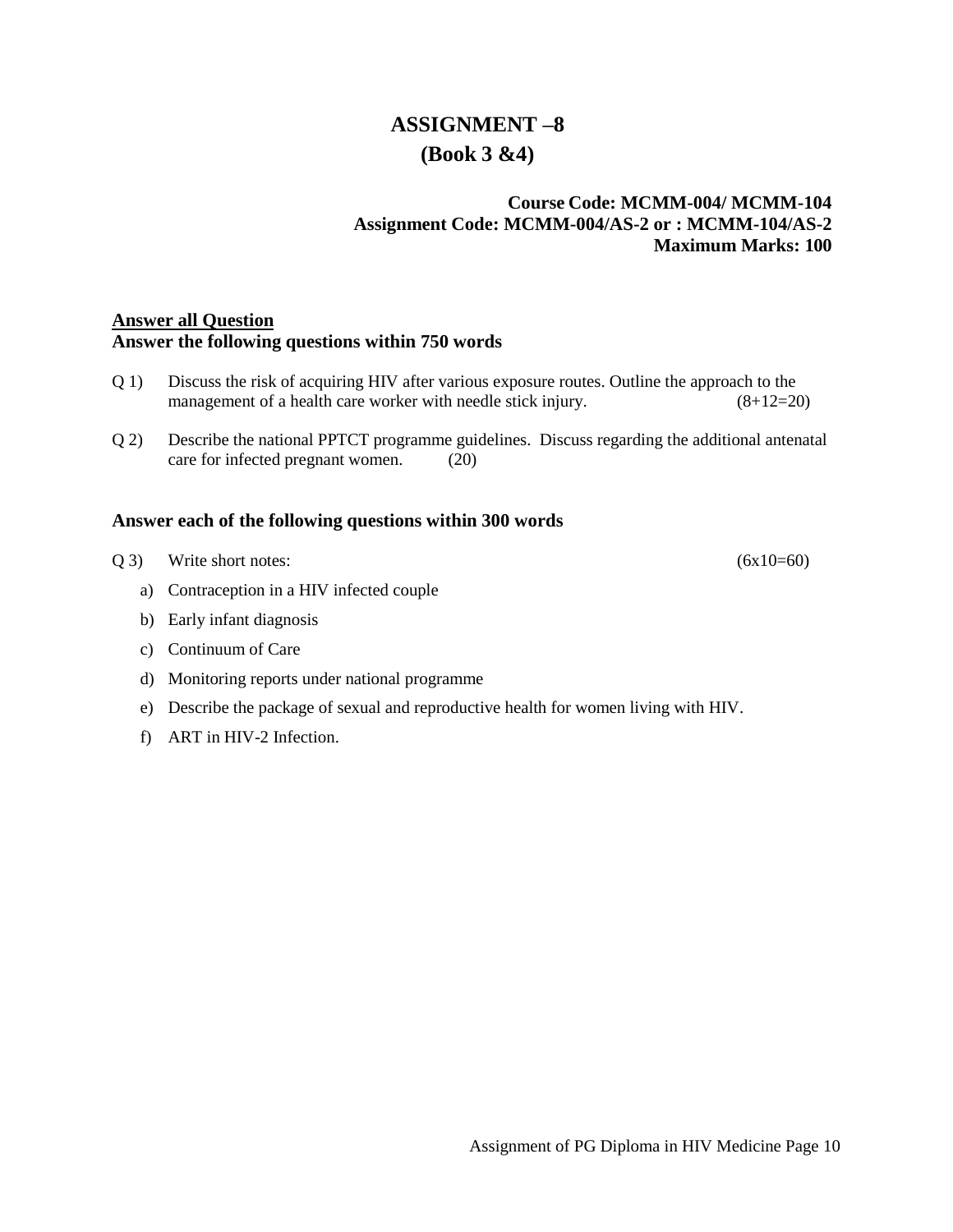# ASSIGNMENT –8
## (Book 3 &4)

**Course Code: MCMM-004/ MCMM-104**
**Assignment Code: MCMM-004/AS-2 or : MCMM-104/AS-2**
**Maximum Marks: 100**

**Answer all Question**

**Answer the following questions within 750 words**

Q 1) Discuss the risk of acquiring HIV after various exposure routes. Outline the approach to the management of a health care worker with needle stick injury. (8+12=20)

Q 2) Describe the national PPTCT programme guidelines. Discuss regarding the additional antenatal care for infected pregnant women. (20)

**Answer each of the following questions within 300 words**

Q 3) Write short notes: (6x10=60)

a) Contraception in a HIV infected couple
b) Early infant diagnosis
c) Continuum of Care
d) Monitoring reports under national programme
e) Describe the package of sexual and reproductive health for women living with HIV.
f) ART in HIV-2 Infection.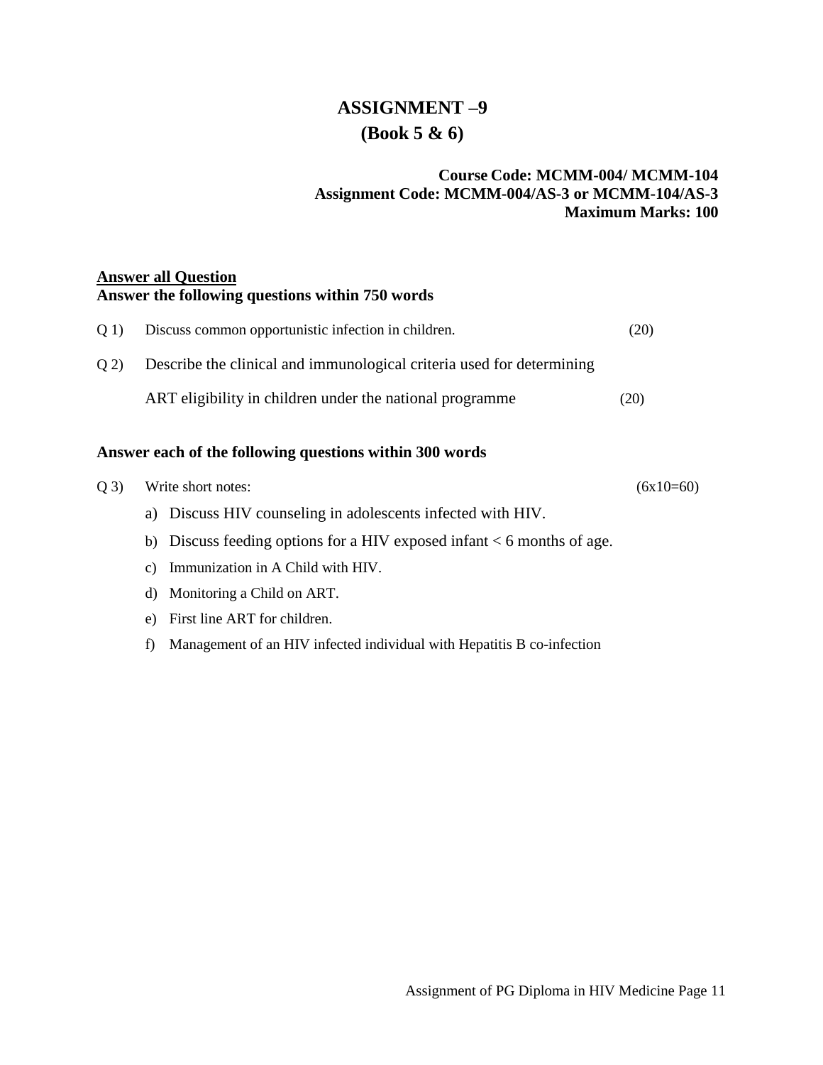# ASSIGNMENT –9

## (Book 5 & 6)

**Course Code: MCMM-004/ MCMM-104**
**Assignment Code: MCMM-004/AS-3 or MCMM-104/AS-3**
**Maximum Marks: 100**

**Answer all Question**
**Answer the following questions within 750 words**

Q 1) Discuss common opportunistic infection in children. (20)

Q 2) Describe the clinical and immunological criteria used for determining ART eligibility in children under the national programme (20)

**Answer each of the following questions within 300 words**

Q 3) Write short notes: (6x10=60)

a) Discuss HIV counseling in adolescents infected with HIV.
b) Discuss feeding options for a HIV exposed infant < 6 months of age.
c) Immunization in A Child with HIV.
d) Monitoring a Child on ART.
e) First line ART for children.
f) Management of an HIV infected individual with Hepatitis B co-infection